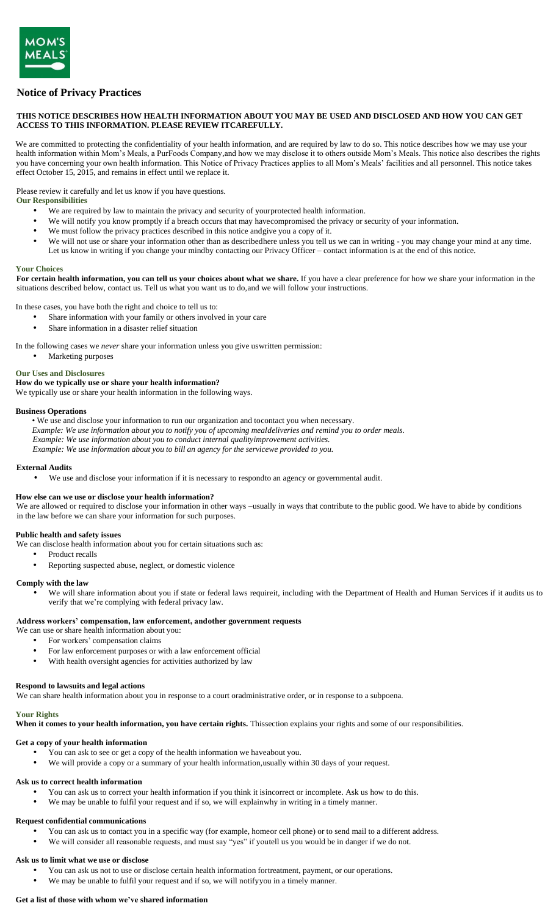# Notice of Privacy Practices

**THIS NOTICE DESCRIBES HOW HEALTH INFORMATION ABOUT YOU MAY BE USED AND DISCLOSED AND HOW YOU CAN GET ACCESS TO THIS INFORMATION. PLEASE REVIEW ITCAREFULLY.**

We are committed to protecting the confidentiality of your health information, and are required by law to do so. This notice describes how we may use your health information within Mom's Meals, a PurFoods Company,and how we may disclose it to others outside Mom's Meals. This notice also describes the rights you have concerning your own health information. This Notice of Privacy Practices applies to all Mom's Meals' facilities and all personnel. This notice takes effect October 15, 2015, and remains in effect until we replace it.

Please review it carefully and let us know if you have questions.

## Our Responsibilities

- We are required by law to maintain the privacy and security of yourprotected health information.
- We will notify you know promptly if a breach occurs that may havecompromised the privacy or security of your information.
- We must follow the privacy practices described in this notice andgive you a copy of it.
- We will not use or share your information other than as describedhere unless you tell us we can in writing - you may change your mind at any time. Let us know in writing if you change your mindby contacting our Privacy Officer – contact information is at the end of this notice.

## Your Choices

**For certain health information, you can tell us your choices about what we share.** If you have a clear preference for how we share your information in the situations described below, contact us. Tell us what you want us to do,and we will follow your instructions.

In these cases, you have both the right and choice to tell us to:

- Share information with your family or others involved in your care
- Share information in a disaster relief situation

In the following cases we *never* share your information unless you give uswritten permission:

- Marketing purposes

## Our Uses and Disclosures

**How do we typically use or share your health information?**

We typically use or share your health information in the following ways.

### Business Operations

- We use and disclose your information to run our organization and tocontact you when necessary.

*Example: We use information about you to notify you of upcoming mealdeliveries and remind you to order meals.*
*Example: We use information about you to conduct internal qualityimprovement activities.*
*Example: We use information about you to bill an agency for the servicewe provided to you.*

### External Audits

- We use and disclose your information if it is necessary to respondto an agency or governmental audit.

### How else can we use or disclose your health information?

We are allowed or required to disclose your information in other ways –usually in ways that contribute to the public good. We have to abide by conditions in the law before we can share your information for such purposes.

### Public health and safety issues

We can disclose health information about you for certain situations such as:

- Product recalls
- Reporting suspected abuse, neglect, or domestic violence

### Comply with the law

- We will share information about you if state or federal laws requireit, including with the Department of Health and Human Services if it audits us to verify that we're complying with federal privacy law.

### Address workers' compensation, law enforcement, andother government requests

We can use or share health information about you:

- For workers' compensation claims
- For law enforcement purposes or with a law enforcement official
- With health oversight agencies for activities authorized by law

### Respond to lawsuits and legal actions

We can share health information about you in response to a court oradministrative order, or in response to a subpoena.

## Your Rights

**When it comes to your health information, you have certain rights.** Thissection explains your rights and some of our responsibilities.

### Get a copy of your health information

- You can ask to see or get a copy of the health information we haveabout you.
- We will provide a copy or a summary of your health information,usually within 30 days of your request.

### Ask us to correct health information

- You can ask us to correct your health information if you think it isincorrect or incomplete. Ask us how to do this.
- We may be unable to fulfil your request and if so, we will explainwhy in writing in a timely manner.

### Request confidential communications

- You can ask us to contact you in a specific way (for example, homeor cell phone) or to send mail to a different address.
- We will consider all reasonable requests, and must say "yes" if youtell us you would be in danger if we do not.

### Ask us to limit what we use or disclose

- You can ask us not to use or disclose certain health information fortreatment, payment, or our operations.
- We may be unable to fulfil your request and if so, we will notifyyou in a timely manner.

### Get a list of those with whom we've shared information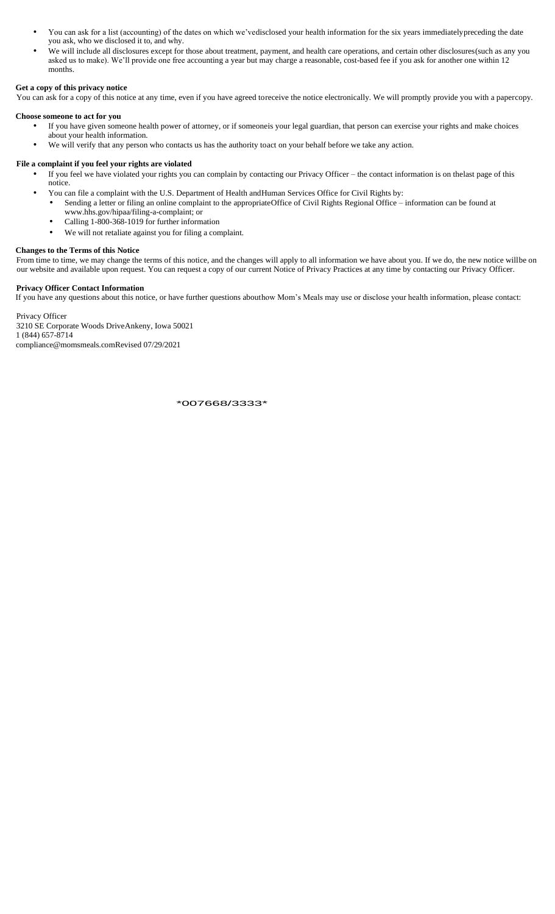- You can ask for a list (accounting) of the dates on which we'vedisclosed your health information for the six years immediatelypreceding the date you ask, who we disclosed it to, and why.
- We will include all disclosures except for those about treatment, payment, and health care operations, and certain other disclosures(such as any you asked us to make). We'll provide one free accounting a year but may charge a reasonable, cost-based fee if you ask for another one within 12 months.

**Get a copy of this privacy notice**

You can ask for a copy of this notice at any time, even if you have agreed toreceive the notice electronically. We will promptly provide you with a papercopy.

**Choose someone to act for you**

- If you have given someone health power of attorney, or if someoneis your legal guardian, that person can exercise your rights and make choices about your health information.
- We will verify that any person who contacts us has the authority toact on your behalf before we take any action.

**File a complaint if you feel your rights are violated**

- If you feel we have violated your rights you can complain by contacting our Privacy Officer – the contact information is on thelast page of this notice.
- You can file a complaint with the U.S. Department of Health andHuman Services Office for Civil Rights by:
  - Sending a letter or filing an online complaint to the appropriateOffice of Civil Rights Regional Office – information can be found at www.hhs.gov/hipaa/filing-a-complaint; or
  - Calling 1-800-368-1019 for further information
  - We will not retaliate against you for filing a complaint.

**Changes to the Terms of this Notice**

From time to time, we may change the terms of this notice, and the changes will apply to all information we have about you. If we do, the new notice willbe on our website and available upon request. You can request a copy of our current Notice of Privacy Practices at any time by contacting our Privacy Officer.

**Privacy Officer Contact Information**

If you have any questions about this notice, or have further questions abouthow Mom's Meals may use or disclose your health information, please contact:

Privacy Officer
3210 SE Corporate Woods DriveAnkeny, Iowa 50021
1 (844) 657-8714
compliance@momsmeals.comRevised 07/29/2021

*007668/3333*